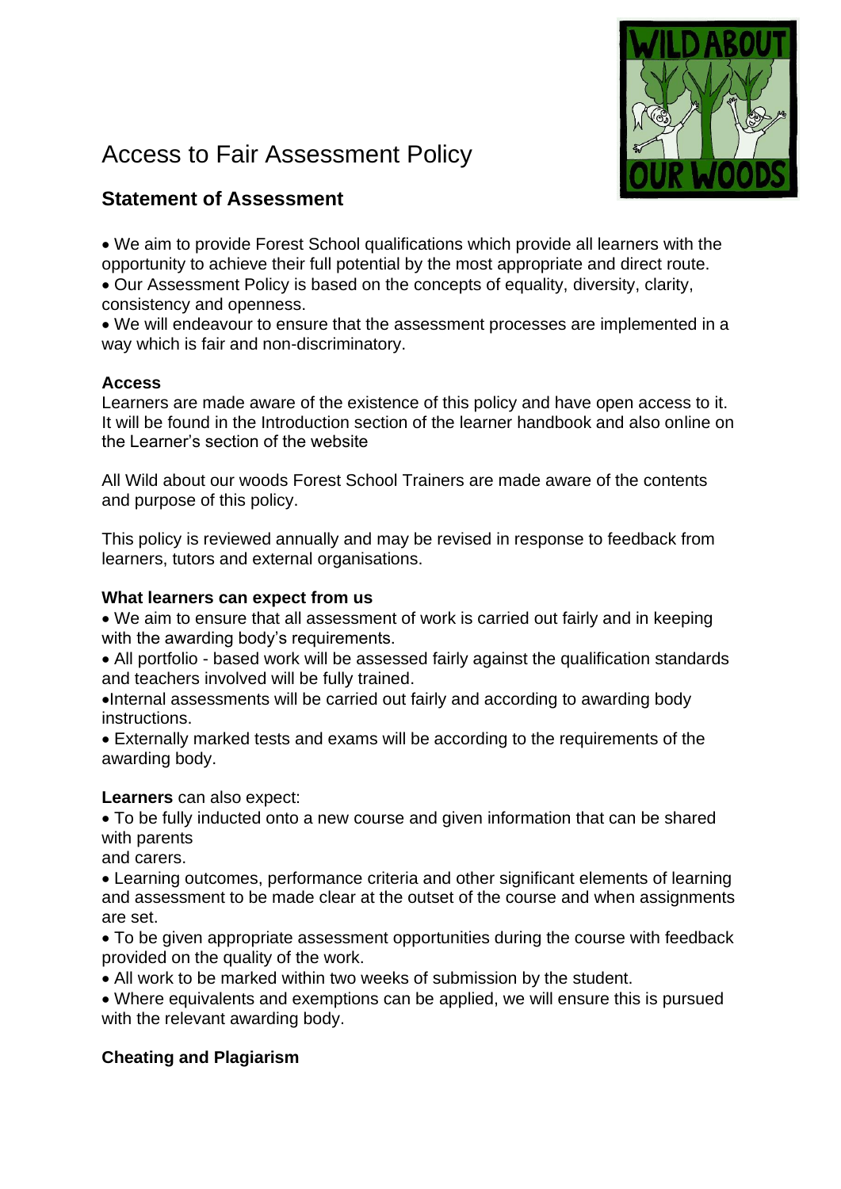# Access to Fair Assessment Policy

## Statement of Assessment

- We aim to provide Forest School qualifications which provide all learners with the opportunity to achieve their full potential by the most appropriate and direct route.
- Our Assessment Policy is based on the concepts of equality, diversity, clarity, consistency and openness.
- We will endeavour to ensure that the assessment processes are implemented in a way which is fair and non-discriminatory.

**Access**

Learners are made aware of the existence of this policy and have open access to it. It will be found in the Introduction section of the learner handbook and also online on the Learner's section of the website

All Wild about our woods Forest School Trainers are made aware of the contents and purpose of this policy.

This policy is reviewed annually and may be revised in response to feedback from learners, tutors and external organisations.

**What learners can expect from us**

- We aim to ensure that all assessment of work is carried out fairly and in keeping with the awarding body's requirements.
- All portfolio - based work will be assessed fairly against the qualification standards and teachers involved will be fully trained.
- Internal assessments will be carried out fairly and according to awarding body instructions.
- Externally marked tests and exams will be according to the requirements of the awarding body.

**Learners** can also expect:

- To be fully inducted onto a new course and given information that can be shared with parents and carers.
- Learning outcomes, performance criteria and other significant elements of learning and assessment to be made clear at the outset of the course and when assignments are set.
- To be given appropriate assessment opportunities during the course with feedback provided on the quality of the work.
- All work to be marked within two weeks of submission by the student.
- Where equivalents and exemptions can be applied, we will ensure this is pursued with the relevant awarding body.

**Cheating and Plagiarism**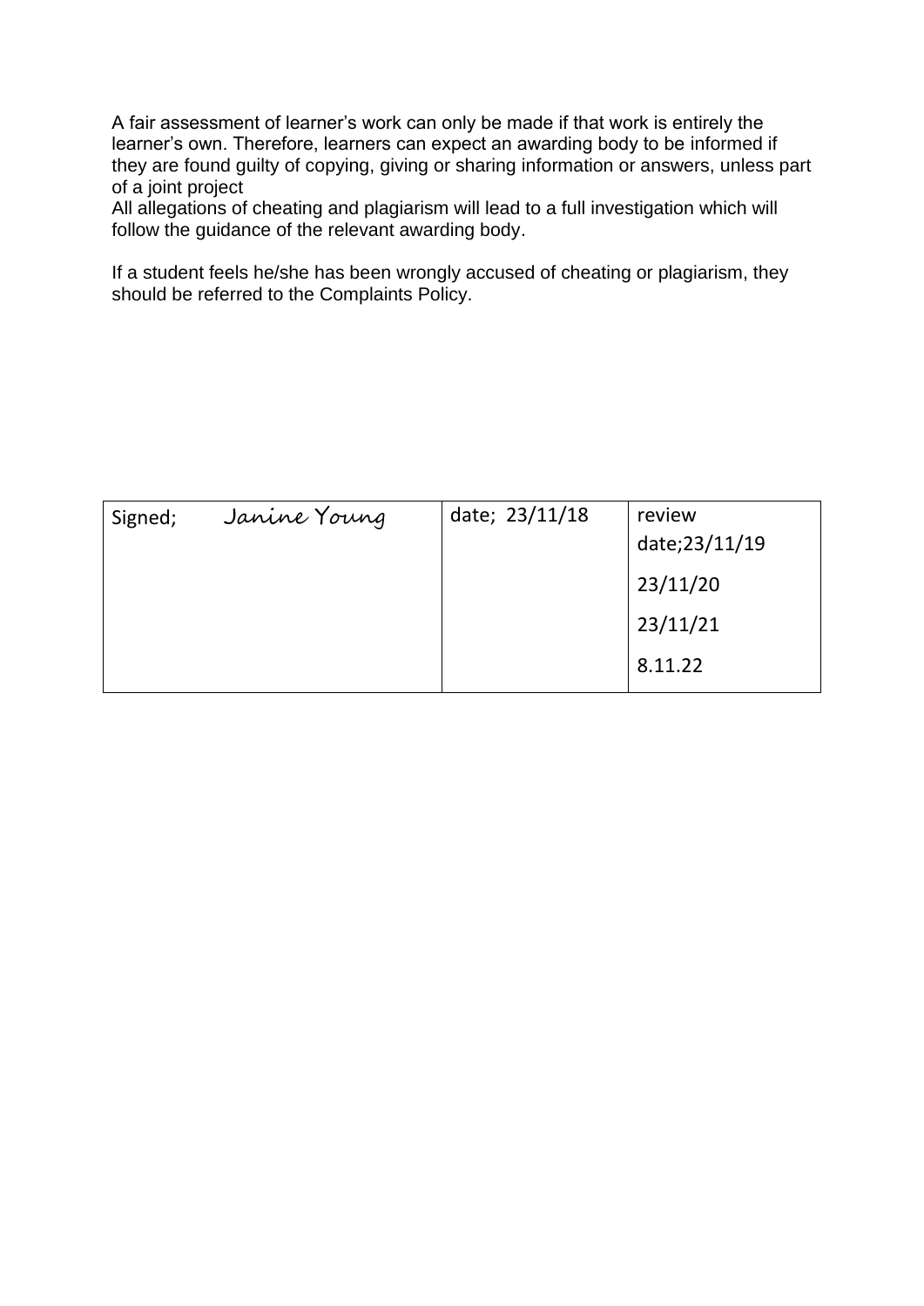A fair assessment of learner's work can only be made if that work is entirely the learner's own. Therefore, learners can expect an awarding body to be informed if they are found guilty of copying, giving or sharing information or answers, unless part of a joint project
All allegations of cheating and plagiarism will lead to a full investigation which will follow the guidance of the relevant awarding body.

If a student feels he/she has been wrongly accused of cheating or plagiarism, they should be referred to the Complaints Policy.

| | | |
|---|---|---|
| Signed; Janine Young | date; 23/11/18 | review date;23/11/19<br>23/11/20<br>23/11/21<br>8.11.22 |